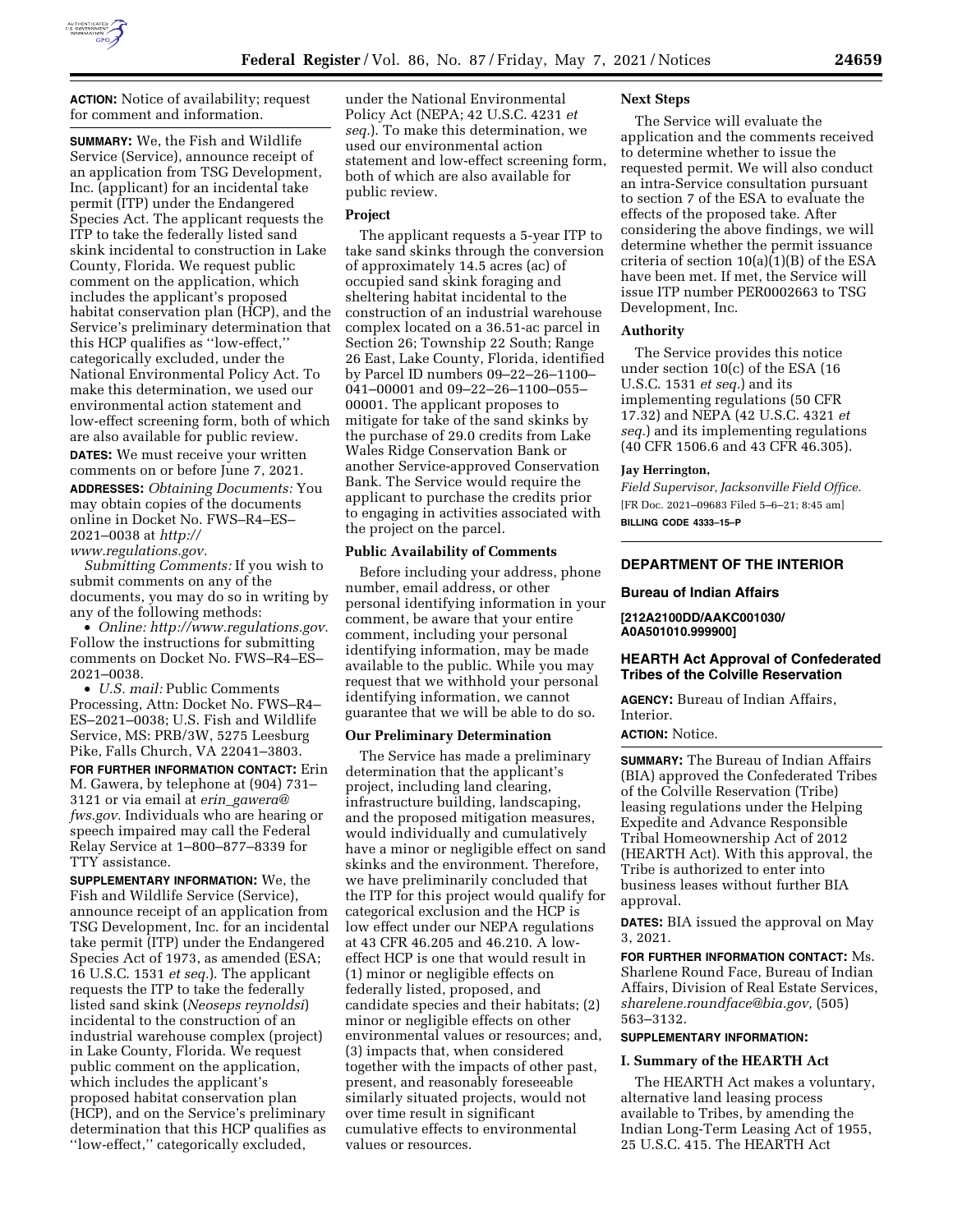**ACTION:** Notice of availability; request for comment and information.

**SUMMARY:** We, the Fish and Wildlife Service (Service), announce receipt of an application from TSG Development, Inc. (applicant) for an incidental take permit (ITP) under the Endangered Species Act. The applicant requests the ITP to take the federally listed sand skink incidental to construction in Lake County, Florida. We request public comment on the application, which includes the applicant's proposed habitat conservation plan (HCP), and the Service's preliminary determination that this HCP qualifies as ''low-effect,'' categorically excluded, under the National Environmental Policy Act. To make this determination, we used our environmental action statement and low-effect screening form, both of which are also available for public review.

**DATES:** We must receive your written comments on or before June 7, 2021.

**ADDRESSES:** *Obtaining Documents:* You may obtain copies of the documents online in Docket No. FWS–R4–ES–2021–0038 at *http://www.regulations.gov.*

*Submitting Comments:* If you wish to submit comments on any of the documents, you may do so in writing by any of the following methods:

• *Online: http://www.regulations.gov.* Follow the instructions for submitting comments on Docket No. FWS–R4–ES–2021–0038.

• *U.S. mail:* Public Comments Processing, Attn: Docket No. FWS–R4–ES–2021–0038; U.S. Fish and Wildlife Service, MS: PRB/3W, 5275 Leesburg Pike, Falls Church, VA 22041–3803.

**FOR FURTHER INFORMATION CONTACT:** Erin M. Gawera, by telephone at (904) 731–3121 or via email at *erin_gawera@fws.gov.* Individuals who are hearing or speech impaired may call the Federal Relay Service at 1–800–877–8339 for TTY assistance.

**SUPPLEMENTARY INFORMATION:** We, the Fish and Wildlife Service (Service), announce receipt of an application from TSG Development, Inc. for an incidental take permit (ITP) under the Endangered Species Act of 1973, as amended (ESA; 16 U.S.C. 1531 *et seq.*). The applicant requests the ITP to take the federally listed sand skink (*Neoseps reynoldsi*) incidental to the construction of an industrial warehouse complex (project) in Lake County, Florida. We request public comment on the application, which includes the applicant's proposed habitat conservation plan (HCP), and on the Service's preliminary determination that this HCP qualifies as ''low-effect,'' categorically excluded, under the National Environmental Policy Act (NEPA; 42 U.S.C. 4231 *et seq.*). To make this determination, we used our environmental action statement and low-effect screening form, both of which are also available for public review.

## Project

The applicant requests a 5-year ITP to take sand skinks through the conversion of approximately 14.5 acres (ac) of occupied sand skink foraging and sheltering habitat incidental to the construction of an industrial warehouse complex located on a 36.51-ac parcel in Section 26; Township 22 South; Range 26 East, Lake County, Florida, identified by Parcel ID numbers 09–22–26–1100–041–00001 and 09–22–26–1100–055–00001. The applicant proposes to mitigate for take of the sand skinks by the purchase of 29.0 credits from Lake Wales Ridge Conservation Bank or another Service-approved Conservation Bank. The Service would require the applicant to purchase the credits prior to engaging in activities associated with the project on the parcel.

## Public Availability of Comments

Before including your address, phone number, email address, or other personal identifying information in your comment, be aware that your entire comment, including your personal identifying information, may be made available to the public. While you may request that we withhold your personal identifying information, we cannot guarantee that we will be able to do so.

## Our Preliminary Determination

The Service has made a preliminary determination that the applicant's project, including land clearing, infrastructure building, landscaping, and the proposed mitigation measures, would individually and cumulatively have a minor or negligible effect on sand skinks and the environment. Therefore, we have preliminarily concluded that the ITP for this project would qualify for categorical exclusion and the HCP is low effect under our NEPA regulations at 43 CFR 46.205 and 46.210. A low-effect HCP is one that would result in (1) minor or negligible effects on federally listed, proposed, and candidate species and their habitats; (2) minor or negligible effects on other environmental values or resources; and, (3) impacts that, when considered together with the impacts of other past, present, and reasonably foreseeable similarly situated projects, would not over time result in significant cumulative effects to environmental values or resources.

## Next Steps

The Service will evaluate the application and the comments received to determine whether to issue the requested permit. We will also conduct an intra-Service consultation pursuant to section 7 of the ESA to evaluate the effects of the proposed take. After considering the above findings, we will determine whether the permit issuance criteria of section 10(a)(1)(B) of the ESA have been met. If met, the Service will issue ITP number PER0002663 to TSG Development, Inc.

## Authority

The Service provides this notice under section 10(c) of the ESA (16 U.S.C. 1531 *et seq.*) and its implementing regulations (50 CFR 17.32) and NEPA (42 U.S.C. 4321 *et seq.*) and its implementing regulations (40 CFR 1506.6 and 43 CFR 46.305).

**Jay Herrington,**

*Field Supervisor, Jacksonville Field Office.*

[FR Doc. 2021–09683 Filed 5–6–21; 8:45 am]

**BILLING CODE 4333–15–P**

---

# DEPARTMENT OF THE INTERIOR

## Bureau of Indian Affairs

**[212A2100DD/AAKC001030/A0A501010.999900]**

## HEARTH Act Approval of Confederated Tribes of the Colville Reservation

**AGENCY:** Bureau of Indian Affairs, Interior.

**ACTION:** Notice.

**SUMMARY:** The Bureau of Indian Affairs (BIA) approved the Confederated Tribes of the Colville Reservation (Tribe) leasing regulations under the Helping Expedite and Advance Responsible Tribal Homeownership Act of 2012 (HEARTH Act). With this approval, the Tribe is authorized to enter into business leases without further BIA approval.

**DATES:** BIA issued the approval on May 3, 2021.

**FOR FURTHER INFORMATION CONTACT:** Ms. Sharlene Round Face, Bureau of Indian Affairs, Division of Real Estate Services, *sharlene.roundface@bia.gov,* (505) 563–3132.

**SUPPLEMENTARY INFORMATION:**

### I. Summary of the HEARTH Act

The HEARTH Act makes a voluntary, alternative land leasing process available to Tribes, by amending the Indian Long-Term Leasing Act of 1955, 25 U.S.C. 415. The HEARTH Act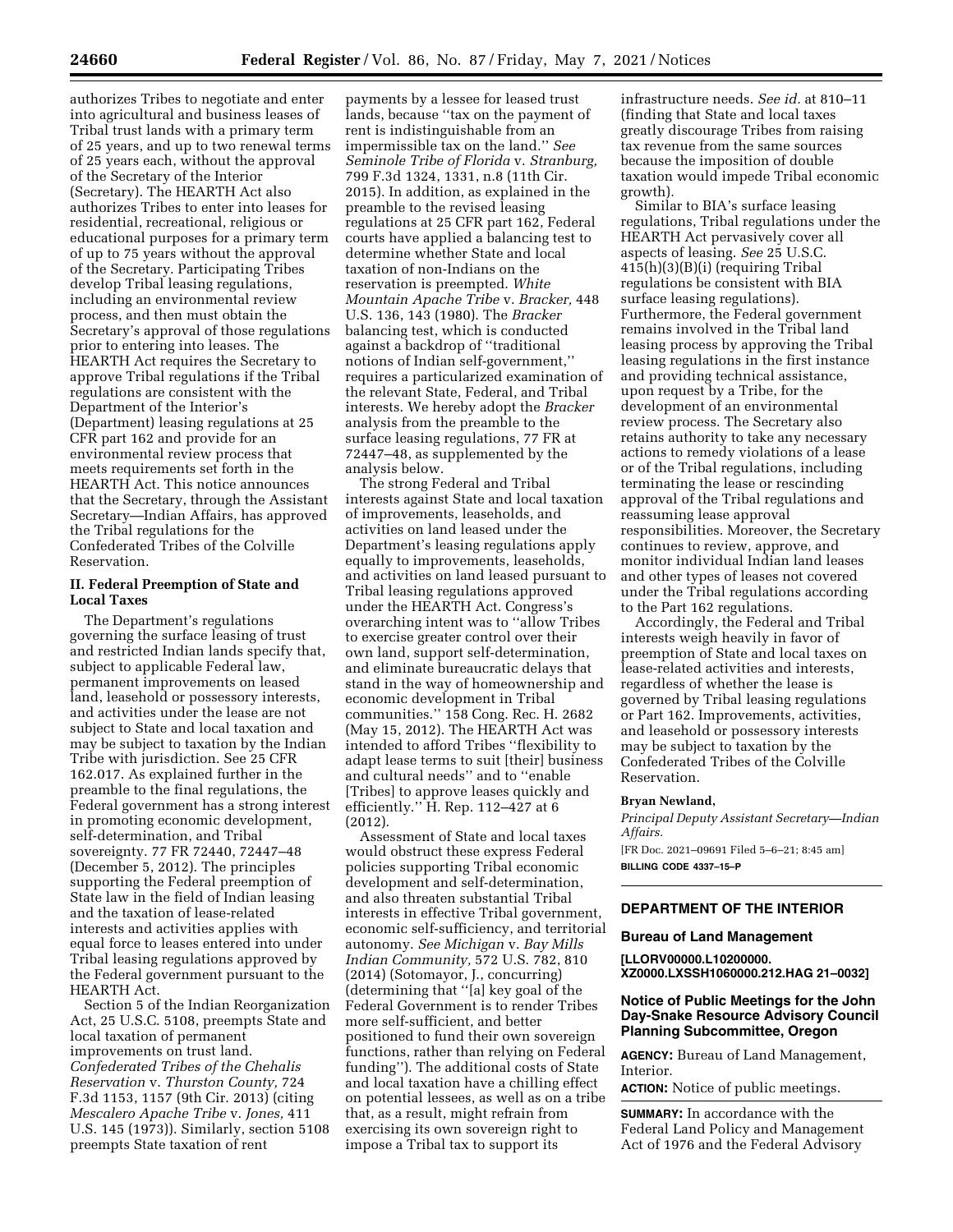authorizes Tribes to negotiate and enter into agricultural and business leases of Tribal trust lands with a primary term of 25 years, and up to two renewal terms of 25 years each, without the approval of the Secretary of the Interior (Secretary). The HEARTH Act also authorizes Tribes to enter into leases for residential, recreational, religious or educational purposes for a primary term of up to 75 years without the approval of the Secretary. Participating Tribes develop Tribal leasing regulations, including an environmental review process, and then must obtain the Secretary's approval of those regulations prior to entering into leases. The HEARTH Act requires the Secretary to approve Tribal regulations if the Tribal regulations are consistent with the Department of the Interior's (Department) leasing regulations at 25 CFR part 162 and provide for an environmental review process that meets requirements set forth in the HEARTH Act. This notice announces that the Secretary, through the Assistant Secretary—Indian Affairs, has approved the Tribal regulations for the Confederated Tribes of the Colville Reservation.

## II. Federal Preemption of State and Local Taxes

The Department's regulations governing the surface leasing of trust and restricted Indian lands specify that, subject to applicable Federal law, permanent improvements on leased land, leasehold or possessory interests, and activities under the lease are not subject to State and local taxation and may be subject to taxation by the Indian Tribe with jurisdiction. See 25 CFR 162.017. As explained further in the preamble to the final regulations, the Federal government has a strong interest in promoting economic development, self-determination, and Tribal sovereignty. 77 FR 72440, 72447–48 (December 5, 2012). The principles supporting the Federal preemption of State law in the field of Indian leasing and the taxation of lease-related interests and activities applies with equal force to leases entered into under Tribal leasing regulations approved by the Federal government pursuant to the HEARTH Act.

Section 5 of the Indian Reorganization Act, 25 U.S.C. 5108, preempts State and local taxation of permanent improvements on trust land. *Confederated Tribes of the Chehalis Reservation* v. *Thurston County,* 724 F.3d 1153, 1157 (9th Cir. 2013) (citing *Mescalero Apache Tribe* v. *Jones,* 411 U.S. 145 (1973)). Similarly, section 5108 preempts State taxation of rent payments by a lessee for leased trust lands, because ''tax on the payment of rent is indistinguishable from an impermissible tax on the land.'' *See Seminole Tribe of Florida* v. *Stranburg,* 799 F.3d 1324, 1331, n.8 (11th Cir. 2015). In addition, as explained in the preamble to the revised leasing regulations at 25 CFR part 162, Federal courts have applied a balancing test to determine whether State and local taxation of non-Indians on the reservation is preempted. *White Mountain Apache Tribe* v. *Bracker,* 448 U.S. 136, 143 (1980). The *Bracker* balancing test, which is conducted against a backdrop of ''traditional notions of Indian self-government,'' requires a particularized examination of the relevant State, Federal, and Tribal interests. We hereby adopt the *Bracker* analysis from the preamble to the surface leasing regulations, 77 FR at 72447–48, as supplemented by the analysis below.

The strong Federal and Tribal interests against State and local taxation of improvements, leaseholds, and activities on land leased under the Department's leasing regulations apply equally to improvements, leaseholds, and activities on land leased pursuant to Tribal leasing regulations approved under the HEARTH Act. Congress's overarching intent was to ''allow Tribes to exercise greater control over their own land, support self-determination, and eliminate bureaucratic delays that stand in the way of homeownership and economic development in Tribal communities.'' 158 Cong. Rec. H. 2682 (May 15, 2012). The HEARTH Act was intended to afford Tribes ''flexibility to adapt lease terms to suit [their] business and cultural needs'' and to ''enable [Tribes] to approve leases quickly and efficiently.'' H. Rep. 112–427 at 6 (2012).

Assessment of State and local taxes would obstruct these express Federal policies supporting Tribal economic development and self-determination, and also threaten substantial Tribal interests in effective Tribal government, economic self-sufficiency, and territorial autonomy. *See Michigan* v. *Bay Mills Indian Community,* 572 U.S. 782, 810 (2014) (Sotomayor, J., concurring) (determining that ''[a] key goal of the Federal Government is to render Tribes more self-sufficient, and better positioned to fund their own sovereign functions, rather than relying on Federal funding''). The additional costs of State and local taxation have a chilling effect on potential lessees, as well as on a tribe that, as a result, might refrain from exercising its own sovereign right to impose a Tribal tax to support its infrastructure needs. *See id.* at 810–11 (finding that State and local taxes greatly discourage Tribes from raising tax revenue from the same sources because the imposition of double taxation would impede Tribal economic growth).

Similar to BIA's surface leasing regulations, Tribal regulations under the HEARTH Act pervasively cover all aspects of leasing. *See* 25 U.S.C. 415(h)(3)(B)(i) (requiring Tribal regulations be consistent with BIA surface leasing regulations). Furthermore, the Federal government remains involved in the Tribal land leasing process by approving the Tribal leasing regulations in the first instance and providing technical assistance, upon request by a Tribe, for the development of an environmental review process. The Secretary also retains authority to take any necessary actions to remedy violations of a lease or of the Tribal regulations, including terminating the lease or rescinding approval of the Tribal regulations and reassuming lease approval responsibilities. Moreover, the Secretary continues to review, approve, and monitor individual Indian land leases and other types of leases not covered under the Tribal regulations according to the Part 162 regulations.

Accordingly, the Federal and Tribal interests weigh heavily in favor of preemption of State and local taxes on lease-related activities and interests, regardless of whether the lease is governed by Tribal leasing regulations or Part 162. Improvements, activities, and leasehold or possessory interests may be subject to taxation by the Confederated Tribes of the Colville Reservation.

**Bryan Newland,**

*Principal Deputy Assistant Secretary—Indian Affairs.*

[FR Doc. 2021–09691 Filed 5–6–21; 8:45 am]

**BILLING CODE 4337–15–P**

---

## DEPARTMENT OF THE INTERIOR

### Bureau of Land Management

**[LLORV00000.L10200000.XZ0000.LXSSH1060000.212.HAG 21–0032]**

### Notice of Public Meetings for the John Day-Snake Resource Advisory Council Planning Subcommittee, Oregon

**AGENCY:** Bureau of Land Management, Interior.

**ACTION:** Notice of public meetings.

**SUMMARY:** In accordance with the Federal Land Policy and Management Act of 1976 and the Federal Advisory